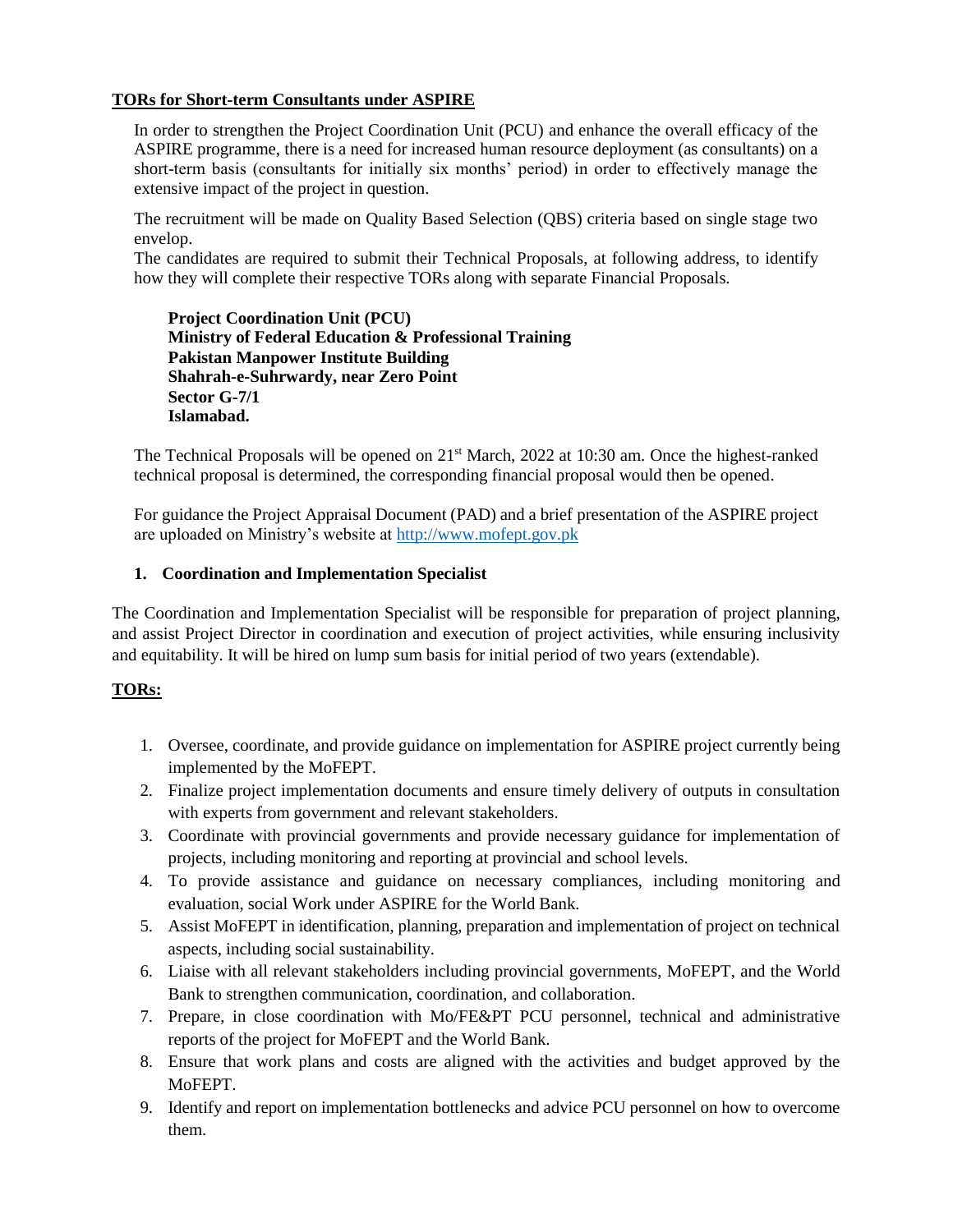**TORs for Short-term Consultants under ASPIRE**

In order to strengthen the Project Coordination Unit (PCU) and enhance the overall efficacy of the ASPIRE programme, there is a need for increased human resource deployment (as consultants) on a short-term basis (consultants for initially six months' period) in order to effectively manage the extensive impact of the project in question.

The recruitment will be made on Quality Based Selection (QBS) criteria based on single stage two envelop.

The candidates are required to submit their Technical Proposals, at following address, to identify how they will complete their respective TORs along with separate Financial Proposals.

**Project Coordination Unit (PCU)**
**Ministry of Federal Education & Professional Training**
**Pakistan Manpower Institute Building**
**Shahrah-e-Suhrwardy, near Zero Point**
**Sector G-7/1**
**Islamabad.**

The Technical Proposals will be opened on 21st March, 2022 at 10:30 am. Once the highest-ranked technical proposal is determined, the corresponding financial proposal would then be opened.

For guidance the Project Appraisal Document (PAD) and a brief presentation of the ASPIRE project are uploaded on Ministry's website at http://www.mofept.gov.pk

**1. Coordination and Implementation Specialist**

The Coordination and Implementation Specialist will be responsible for preparation of project planning, and assist Project Director in coordination and execution of project activities, while ensuring inclusivity and equitability. It will be hired on lump sum basis for initial period of two years (extendable).

**TORs:**

1. Oversee, coordinate, and provide guidance on implementation for ASPIRE project currently being implemented by the MoFEPT.
2. Finalize project implementation documents and ensure timely delivery of outputs in consultation with experts from government and relevant stakeholders.
3. Coordinate with provincial governments and provide necessary guidance for implementation of projects, including monitoring and reporting at provincial and school levels.
4. To provide assistance and guidance on necessary compliances, including monitoring and evaluation, social Work under ASPIRE for the World Bank.
5. Assist MoFEPT in identification, planning, preparation and implementation of project on technical aspects, including social sustainability.
6. Liaise with all relevant stakeholders including provincial governments, MoFEPT, and the World Bank to strengthen communication, coordination, and collaboration.
7. Prepare, in close coordination with Mo/FE&PT PCU personnel, technical and administrative reports of the project for MoFEPT and the World Bank.
8. Ensure that work plans and costs are aligned with the activities and budget approved by the MoFEPT.
9. Identify and report on implementation bottlenecks and advice PCU personnel on how to overcome them.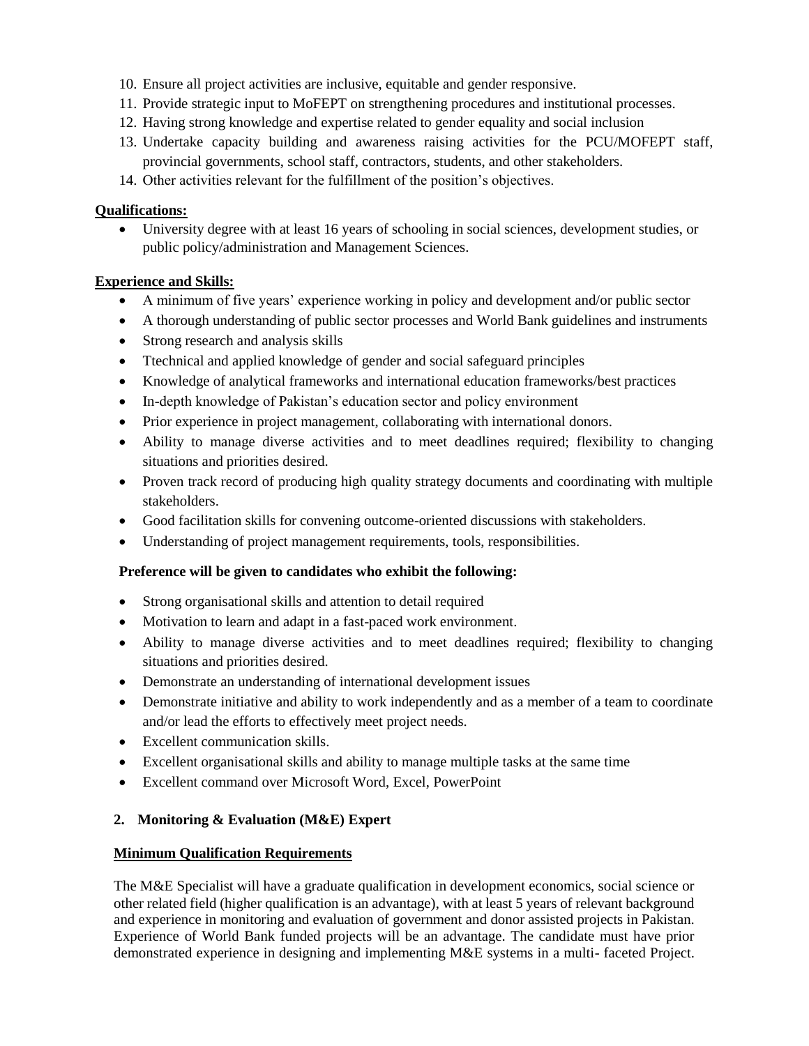10. Ensure all project activities are inclusive, equitable and gender responsive.
11. Provide strategic input to MoFEPT on strengthening procedures and institutional processes.
12. Having strong knowledge and expertise related to gender equality and social inclusion
13. Undertake capacity building and awareness raising activities for the PCU/MOFEPT staff, provincial governments, school staff, contractors, students, and other stakeholders.
14. Other activities relevant for the fulfillment of the position's objectives.

**Qualifications:**

- University degree with at least 16 years of schooling in social sciences, development studies, or public policy/administration and Management Sciences.

**Experience and Skills:**

- A minimum of five years' experience working in policy and development and/or public sector
- A thorough understanding of public sector processes and World Bank guidelines and instruments
- Strong research and analysis skills
- Ttechnical and applied knowledge of gender and social safeguard principles
- Knowledge of analytical frameworks and international education frameworks/best practices
- In-depth knowledge of Pakistan's education sector and policy environment
- Prior experience in project management, collaborating with international donors.
- Ability to manage diverse activities and to meet deadlines required; flexibility to changing situations and priorities desired.
- Proven track record of producing high quality strategy documents and coordinating with multiple stakeholders.
- Good facilitation skills for convening outcome-oriented discussions with stakeholders.
- Understanding of project management requirements, tools, responsibilities.

**Preference will be given to candidates who exhibit the following:**

- Strong organisational skills and attention to detail required
- Motivation to learn and adapt in a fast-paced work environment.
- Ability to manage diverse activities and to meet deadlines required; flexibility to changing situations and priorities desired.
- Demonstrate an understanding of international development issues
- Demonstrate initiative and ability to work independently and as a member of a team to coordinate and/or lead the efforts to effectively meet project needs.
- Excellent communication skills.
- Excellent organisational skills and ability to manage multiple tasks at the same time
- Excellent command over Microsoft Word, Excel, PowerPoint

## 2. Monitoring & Evaluation (M&E) Expert

**Minimum Qualification Requirements**

The M&E Specialist will have a graduate qualification in development economics, social science or other related field (higher qualification is an advantage), with at least 5 years of relevant background and experience in monitoring and evaluation of government and donor assisted projects in Pakistan. Experience of World Bank funded projects will be an advantage. The candidate must have prior demonstrated experience in designing and implementing M&E systems in a multi- faceted Project.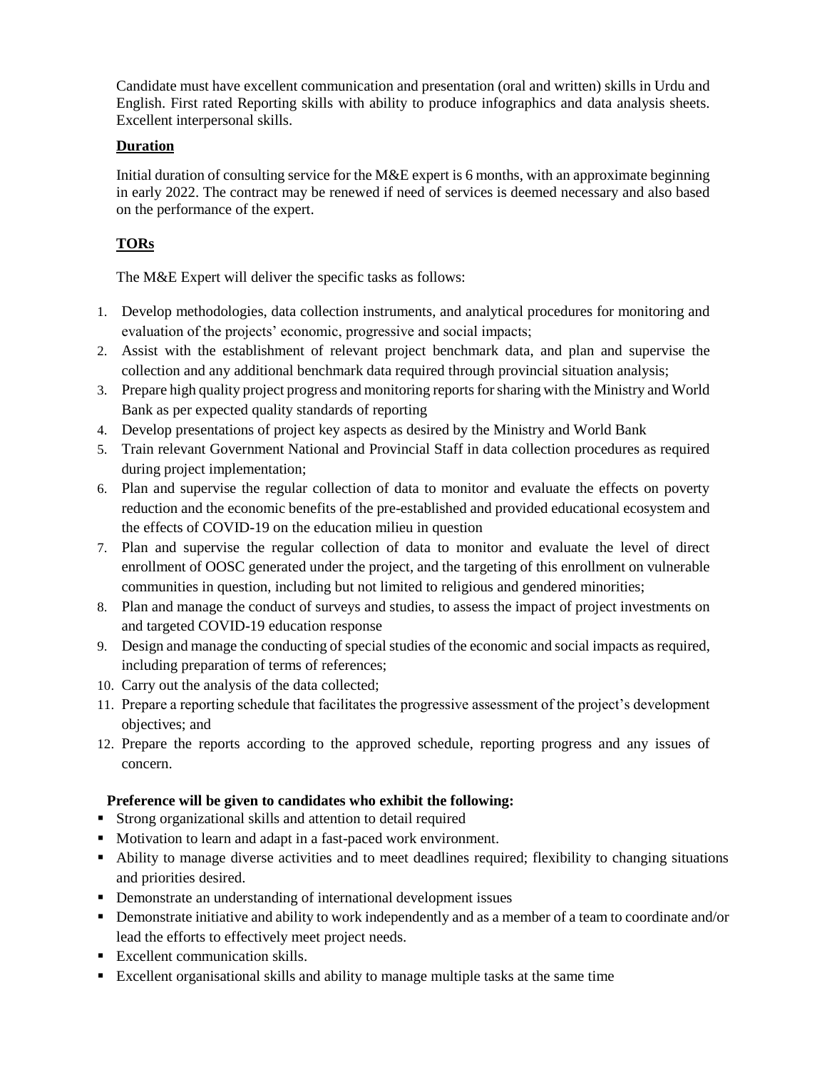Candidate must have excellent communication and presentation (oral and written) skills in Urdu and English. First rated Reporting skills with ability to produce infographics and data analysis sheets. Excellent interpersonal skills.

## Duration

Initial duration of consulting service for the M&E expert is 6 months, with an approximate beginning in early 2022. The contract may be renewed if need of services is deemed necessary and also based on the performance of the expert.

## TORs

The M&E Expert will deliver the specific tasks as follows:

1. Develop methodologies, data collection instruments, and analytical procedures for monitoring and evaluation of the projects' economic, progressive and social impacts;
2. Assist with the establishment of relevant project benchmark data, and plan and supervise the collection and any additional benchmark data required through provincial situation analysis;
3. Prepare high quality project progress and monitoring reports for sharing with the Ministry and World Bank as per expected quality standards of reporting
4. Develop presentations of project key aspects as desired by the Ministry and World Bank
5. Train relevant Government National and Provincial Staff in data collection procedures as required during project implementation;
6. Plan and supervise the regular collection of data to monitor and evaluate the effects on poverty reduction and the economic benefits of the pre-established and provided educational ecosystem and the effects of COVID-19 on the education milieu in question
7. Plan and supervise the regular collection of data to monitor and evaluate the level of direct enrollment of OOSC generated under the project, and the targeting of this enrollment on vulnerable communities in question, including but not limited to religious and gendered minorities;
8. Plan and manage the conduct of surveys and studies, to assess the impact of project investments on and targeted COVID-19 education response
9. Design and manage the conducting of special studies of the economic and social impacts as required, including preparation of terms of references;
10. Carry out the analysis of the data collected;
11. Prepare a reporting schedule that facilitates the progressive assessment of the project's development objectives; and
12. Prepare the reports according to the approved schedule, reporting progress and any issues of concern.

**Preference will be given to candidates who exhibit the following:**

- Strong organizational skills and attention to detail required
- Motivation to learn and adapt in a fast-paced work environment.
- Ability to manage diverse activities and to meet deadlines required; flexibility to changing situations and priorities desired.
- Demonstrate an understanding of international development issues
- Demonstrate initiative and ability to work independently and as a member of a team to coordinate and/or lead the efforts to effectively meet project needs.
- Excellent communication skills.
- Excellent organisational skills and ability to manage multiple tasks at the same time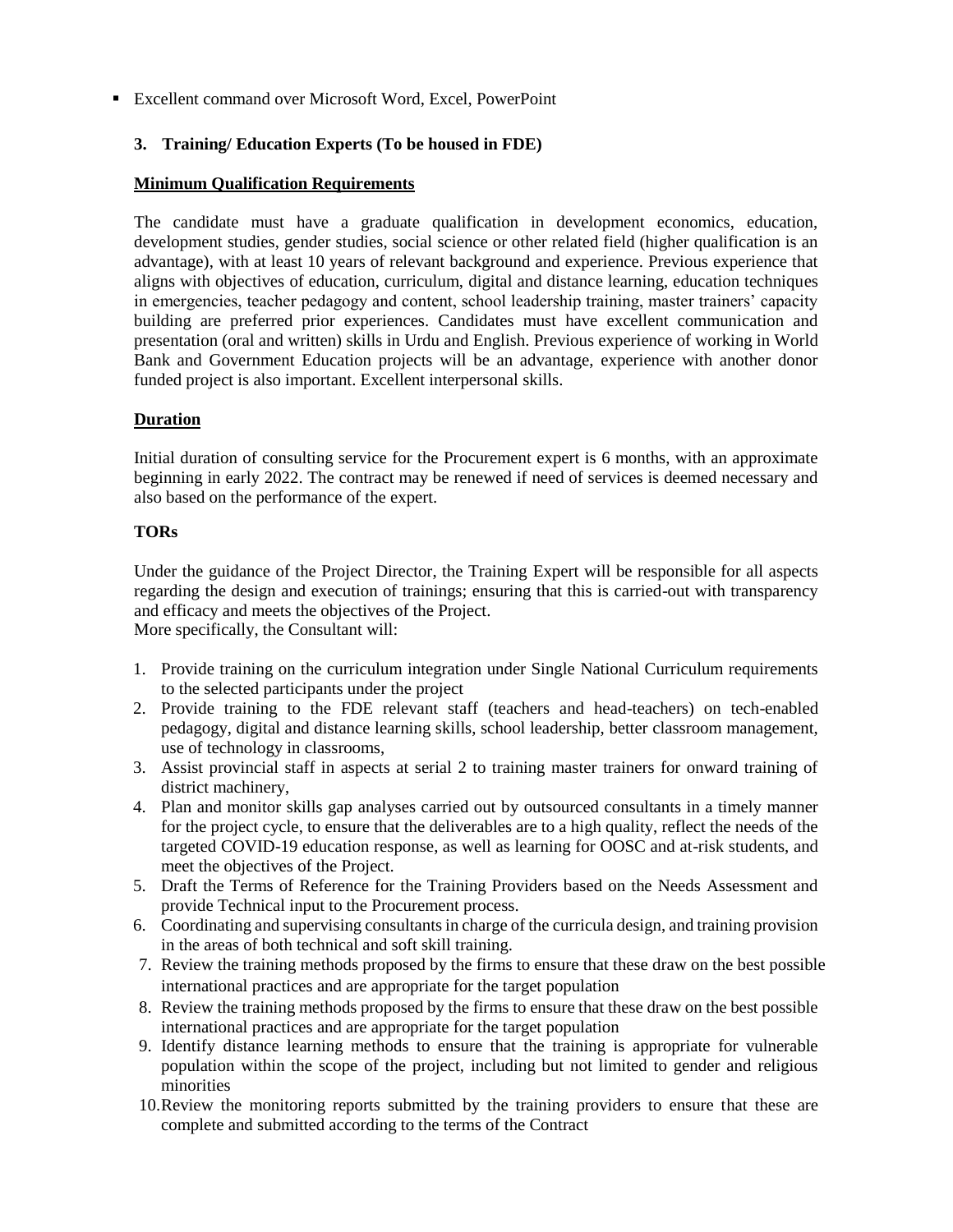- Excellent command over Microsoft Word, Excel, PowerPoint

### 3. Training/ Education Experts (To be housed in FDE)

**Minimum Qualification Requirements**

The candidate must have a graduate qualification in development economics, education, development studies, gender studies, social science or other related field (higher qualification is an advantage), with at least 10 years of relevant background and experience. Previous experience that aligns with objectives of education, curriculum, digital and distance learning, education techniques in emergencies, teacher pedagogy and content, school leadership training, master trainers' capacity building are preferred prior experiences. Candidates must have excellent communication and presentation (oral and written) skills in Urdu and English. Previous experience of working in World Bank and Government Education projects will be an advantage, experience with another donor funded project is also important. Excellent interpersonal skills.

**Duration**

Initial duration of consulting service for the Procurement expert is 6 months, with an approximate beginning in early 2022. The contract may be renewed if need of services is deemed necessary and also based on the performance of the expert.

**TORs**

Under the guidance of the Project Director, the Training Expert will be responsible for all aspects regarding the design and execution of trainings; ensuring that this is carried-out with transparency and efficacy and meets the objectives of the Project.
More specifically, the Consultant will:

1. Provide training on the curriculum integration under Single National Curriculum requirements to the selected participants under the project
2. Provide training to the FDE relevant staff (teachers and head-teachers) on tech-enabled pedagogy, digital and distance learning skills, school leadership, better classroom management, use of technology in classrooms,
3. Assist provincial staff in aspects at serial 2 to training master trainers for onward training of district machinery,
4. Plan and monitor skills gap analyses carried out by outsourced consultants in a timely manner for the project cycle, to ensure that the deliverables are to a high quality, reflect the needs of the targeted COVID-19 education response, as well as learning for OOSC and at-risk students, and meet the objectives of the Project.
5. Draft the Terms of Reference for the Training Providers based on the Needs Assessment and provide Technical input to the Procurement process.
6. Coordinating and supervising consultants in charge of the curricula design, and training provision in the areas of both technical and soft skill training.
7. Review the training methods proposed by the firms to ensure that these draw on the best possible international practices and are appropriate for the target population
8. Review the training methods proposed by the firms to ensure that these draw on the best possible international practices and are appropriate for the target population
9. Identify distance learning methods to ensure that the training is appropriate for vulnerable population within the scope of the project, including but not limited to gender and religious minorities
10. Review the monitoring reports submitted by the training providers to ensure that these are complete and submitted according to the terms of the Contract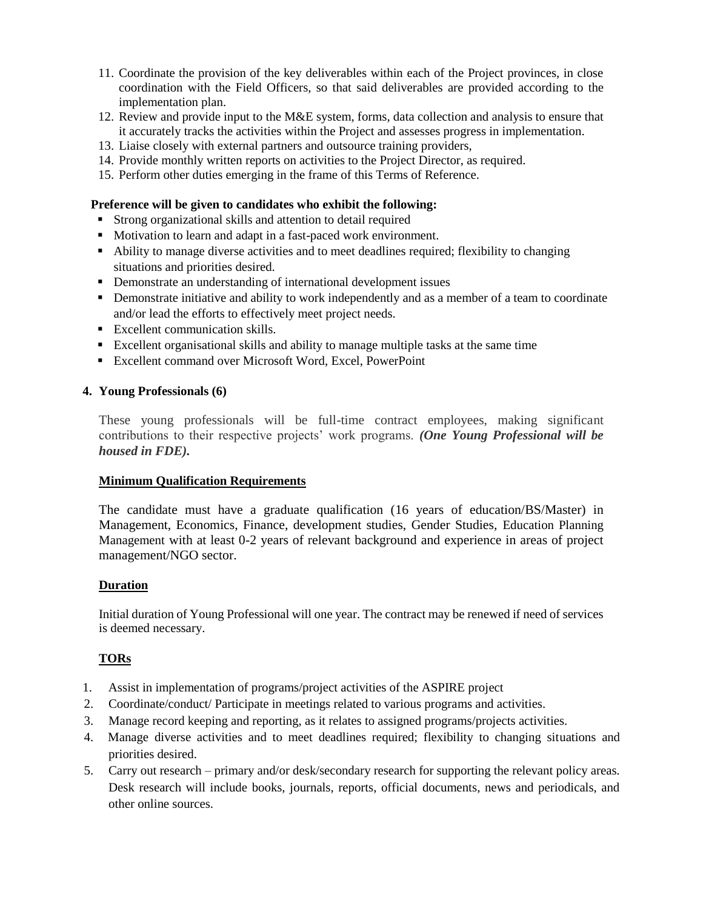11. Coordinate the provision of the key deliverables within each of the Project provinces, in close coordination with the Field Officers, so that said deliverables are provided according to the implementation plan.
12. Review and provide input to the M&E system, forms, data collection and analysis to ensure that it accurately tracks the activities within the Project and assesses progress in implementation.
13. Liaise closely with external partners and outsource training providers,
14. Provide monthly written reports on activities to the Project Director, as required.
15. Perform other duties emerging in the frame of this Terms of Reference.

**Preference will be given to candidates who exhibit the following:**

- Strong organizational skills and attention to detail required
- Motivation to learn and adapt in a fast-paced work environment.
- Ability to manage diverse activities and to meet deadlines required; flexibility to changing situations and priorities desired.
- Demonstrate an understanding of international development issues
- Demonstrate initiative and ability to work independently and as a member of a team to coordinate and/or lead the efforts to effectively meet project needs.
- Excellent communication skills.
- Excellent organisational skills and ability to manage multiple tasks at the same time
- Excellent command over Microsoft Word, Excel, PowerPoint

**4. Young Professionals (6)**

These young professionals will be full-time contract employees, making significant contributions to their respective projects' work programs. ***(One Young Professional will be housed in FDE).***

**Minimum Qualification Requirements**

The candidate must have a graduate qualification (16 years of education/BS/Master) in Management, Economics, Finance, development studies, Gender Studies, Education Planning Management with at least 0-2 years of relevant background and experience in areas of project management/NGO sector.

**Duration**

Initial duration of Young Professional will one year. The contract may be renewed if need of services is deemed necessary.

**TORs**

1. Assist in implementation of programs/project activities of the ASPIRE project
2. Coordinate/conduct/ Participate in meetings related to various programs and activities.
3. Manage record keeping and reporting, as it relates to assigned programs/projects activities.
4. Manage diverse activities and to meet deadlines required; flexibility to changing situations and priorities desired.
5. Carry out research – primary and/or desk/secondary research for supporting the relevant policy areas. Desk research will include books, journals, reports, official documents, news and periodicals, and other online sources.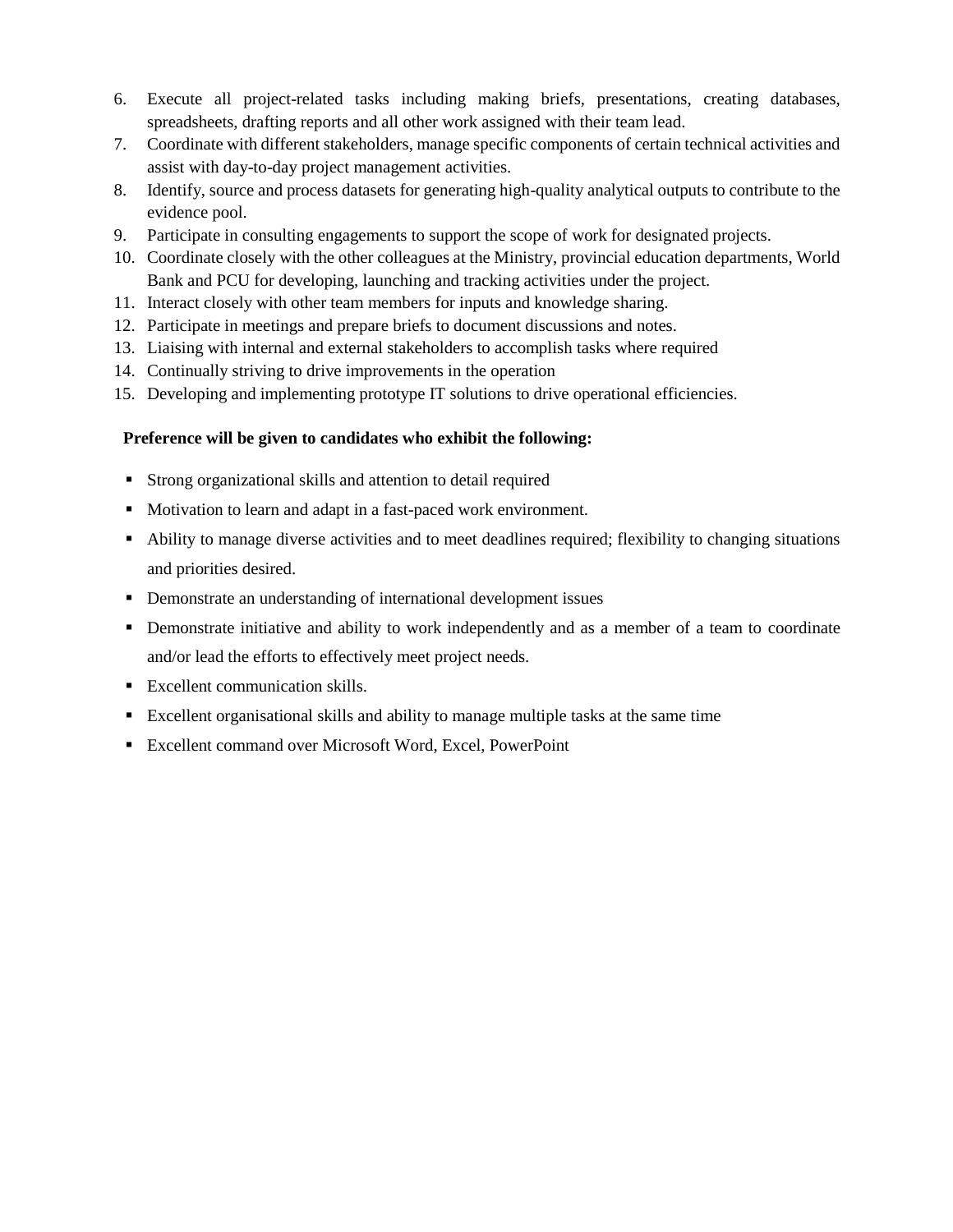6. Execute all project-related tasks including making briefs, presentations, creating databases, spreadsheets, drafting reports and all other work assigned with their team lead.
7. Coordinate with different stakeholders, manage specific components of certain technical activities and assist with day-to-day project management activities.
8. Identify, source and process datasets for generating high-quality analytical outputs to contribute to the evidence pool.
9. Participate in consulting engagements to support the scope of work for designated projects.
10. Coordinate closely with the other colleagues at the Ministry, provincial education departments, World Bank and PCU for developing, launching and tracking activities under the project.
11. Interact closely with other team members for inputs and knowledge sharing.
12. Participate in meetings and prepare briefs to document discussions and notes.
13. Liaising with internal and external stakeholders to accomplish tasks where required
14. Continually striving to drive improvements in the operation
15. Developing and implementing prototype IT solutions to drive operational efficiencies.

**Preference will be given to candidates who exhibit the following:**

- Strong organizational skills and attention to detail required
- Motivation to learn and adapt in a fast-paced work environment.
- Ability to manage diverse activities and to meet deadlines required; flexibility to changing situations and priorities desired.
- Demonstrate an understanding of international development issues
- Demonstrate initiative and ability to work independently and as a member of a team to coordinate and/or lead the efforts to effectively meet project needs.
- Excellent communication skills.
- Excellent organisational skills and ability to manage multiple tasks at the same time
- Excellent command over Microsoft Word, Excel, PowerPoint